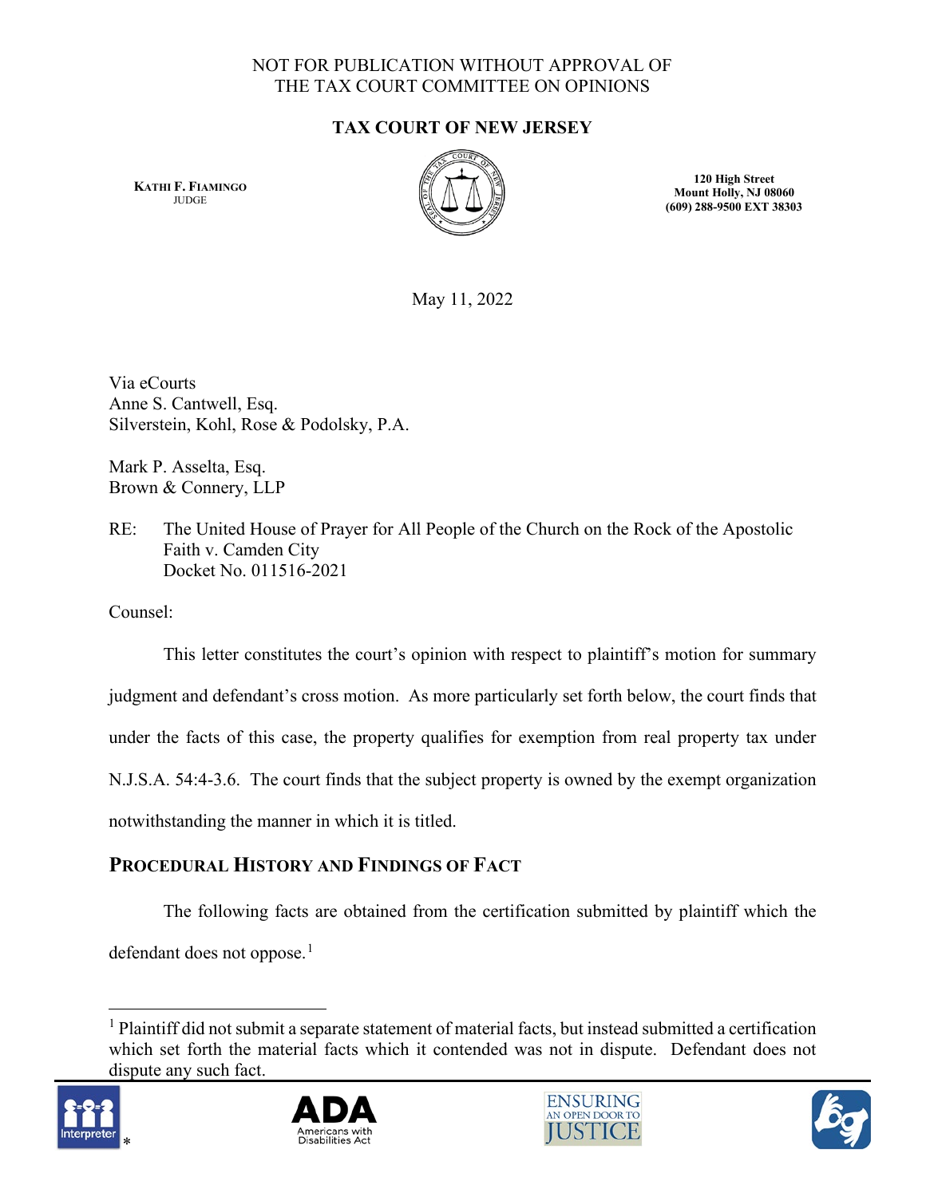NOT FOR PUBLICATION WITHOUT APPROVAL OF
THE TAX COURT COMMITTEE ON OPINIONS

**TAX COURT OF NEW JERSEY**

**KATHI F. FIAMINGO**
JUDGE

**120 High Street**
**Mount Holly, NJ 08060**
**(609) 288-9500 EXT 38303**

May 11, 2022

Via eCourts
Anne S. Cantwell, Esq.
Silverstein, Kohl, Rose & Podolsky, P.A.

Mark P. Asselta, Esq.
Brown & Connery, LLP

RE: The United House of Prayer for All People of the Church on the Rock of the Apostolic Faith v. Camden City
Docket No. 011516-2021

Counsel:

This letter constitutes the court's opinion with respect to plaintiff's motion for summary judgment and defendant's cross motion. As more particularly set forth below, the court finds that under the facts of this case, the property qualifies for exemption from real property tax under N.J.S.A. 54:4-3.6. The court finds that the subject property is owned by the exempt organization notwithstanding the manner in which it is titled.

## PROCEDURAL HISTORY AND FINDINGS OF FACT

The following facts are obtained from the certification submitted by plaintiff which the defendant does not oppose.[1]

[1] Plaintiff did not submit a separate statement of material facts, but instead submitted a certification which set forth the material facts which it contended was not in dispute. Defendant does not dispute any such fact.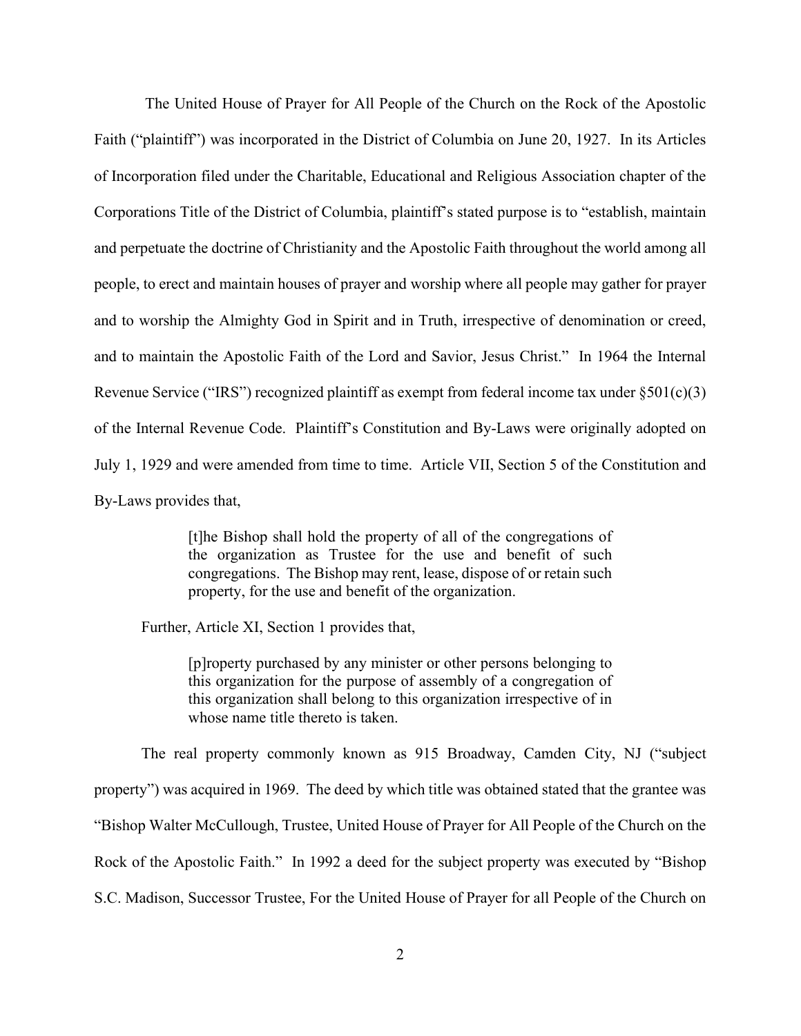The United House of Prayer for All People of the Church on the Rock of the Apostolic Faith ("plaintiff") was incorporated in the District of Columbia on June 20, 1927. In its Articles of Incorporation filed under the Charitable, Educational and Religious Association chapter of the Corporations Title of the District of Columbia, plaintiff's stated purpose is to "establish, maintain and perpetuate the doctrine of Christianity and the Apostolic Faith throughout the world among all people, to erect and maintain houses of prayer and worship where all people may gather for prayer and to worship the Almighty God in Spirit and in Truth, irrespective of denomination or creed, and to maintain the Apostolic Faith of the Lord and Savior, Jesus Christ." In 1964 the Internal Revenue Service ("IRS") recognized plaintiff as exempt from federal income tax under §501(c)(3) of the Internal Revenue Code. Plaintiff's Constitution and By-Laws were originally adopted on July 1, 1929 and were amended from time to time. Article VII, Section 5 of the Constitution and By-Laws provides that,

> [t]he Bishop shall hold the property of all of the congregations of the organization as Trustee for the use and benefit of such congregations. The Bishop may rent, lease, dispose of or retain such property, for the use and benefit of the organization.

Further, Article XI, Section 1 provides that,

> [p]roperty purchased by any minister or other persons belonging to this organization for the purpose of assembly of a congregation of this organization shall belong to this organization irrespective of in whose name title thereto is taken.

The real property commonly known as 915 Broadway, Camden City, NJ ("subject property") was acquired in 1969. The deed by which title was obtained stated that the grantee was "Bishop Walter McCullough, Trustee, United House of Prayer for All People of the Church on the Rock of the Apostolic Faith." In 1992 a deed for the subject property was executed by "Bishop S.C. Madison, Successor Trustee, For the United House of Prayer for all People of the Church on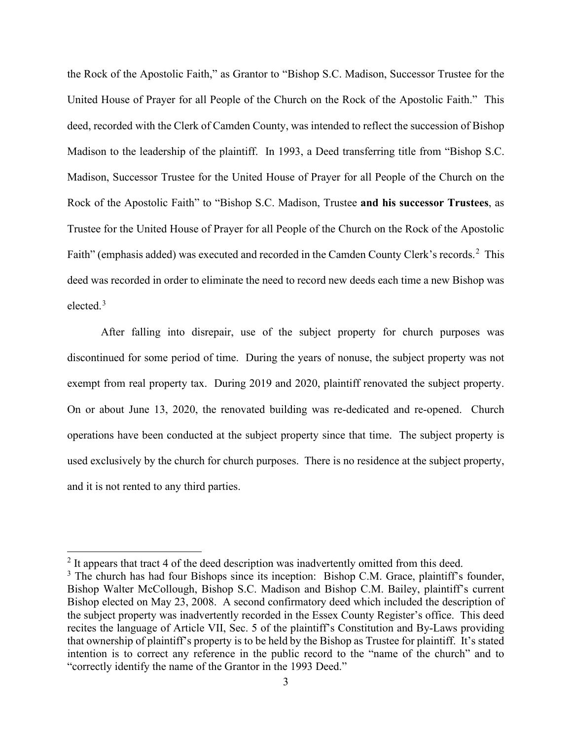the Rock of the Apostolic Faith," as Grantor to "Bishop S.C. Madison, Successor Trustee for the United House of Prayer for all People of the Church on the Rock of the Apostolic Faith." This deed, recorded with the Clerk of Camden County, was intended to reflect the succession of Bishop Madison to the leadership of the plaintiff. In 1993, a Deed transferring title from "Bishop S.C. Madison, Successor Trustee for the United House of Prayer for all People of the Church on the Rock of the Apostolic Faith" to "Bishop S.C. Madison, Trustee **and his successor Trustees**, as Trustee for the United House of Prayer for all People of the Church on the Rock of the Apostolic Faith" (emphasis added) was executed and recorded in the Camden County Clerk's records.[2] This deed was recorded in order to eliminate the need to record new deeds each time a new Bishop was elected.[3]

After falling into disrepair, use of the subject property for church purposes was discontinued for some period of time. During the years of nonuse, the subject property was not exempt from real property tax. During 2019 and 2020, plaintiff renovated the subject property. On or about June 13, 2020, the renovated building was re-dedicated and re-opened. Church operations have been conducted at the subject property since that time. The subject property is used exclusively by the church for church purposes. There is no residence at the subject property, and it is not rented to any third parties.

---

[2] It appears that tract 4 of the deed description was inadvertently omitted from this deed.

[3] The church has had four Bishops since its inception: Bishop C.M. Grace, plaintiff's founder, Bishop Walter McCollough, Bishop S.C. Madison and Bishop C.M. Bailey, plaintiff's current Bishop elected on May 23, 2008. A second confirmatory deed which included the description of the subject property was inadvertently recorded in the Essex County Register's office. This deed recites the language of Article VII, Sec. 5 of the plaintiff's Constitution and By-Laws providing that ownership of plaintiff's property is to be held by the Bishop as Trustee for plaintiff. It's stated intention is to correct any reference in the public record to the "name of the church" and to "correctly identify the name of the Grantor in the 1993 Deed."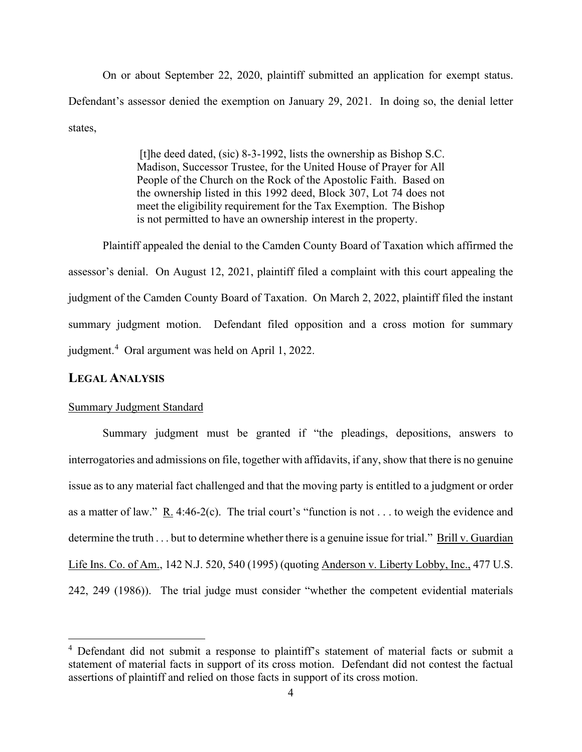On or about September 22, 2020, plaintiff submitted an application for exempt status. Defendant's assessor denied the exemption on January 29, 2021. In doing so, the denial letter states,

> [t]he deed dated, (sic) 8-3-1992, lists the ownership as Bishop S.C. Madison, Successor Trustee, for the United House of Prayer for All People of the Church on the Rock of the Apostolic Faith. Based on the ownership listed in this 1992 deed, Block 307, Lot 74 does not meet the eligibility requirement for the Tax Exemption. The Bishop is not permitted to have an ownership interest in the property.

Plaintiff appealed the denial to the Camden County Board of Taxation which affirmed the assessor's denial. On August 12, 2021, plaintiff filed a complaint with this court appealing the judgment of the Camden County Board of Taxation. On March 2, 2022, plaintiff filed the instant summary judgment motion. Defendant filed opposition and a cross motion for summary judgment.[4] Oral argument was held on April 1, 2022.

## LEGAL ANALYSIS

<u>Summary Judgment Standard</u>

Summary judgment must be granted if "the pleadings, depositions, answers to interrogatories and admissions on file, together with affidavits, if any, show that there is no genuine issue as to any material fact challenged and that the moving party is entitled to a judgment or order as a matter of law." <u>R.</u> 4:46-2(c). The trial court's "function is not . . . to weigh the evidence and determine the truth . . . but to determine whether there is a genuine issue for trial." <u>Brill v. Guardian Life Ins. Co. of Am.</u>, 142 N.J. 520, 540 (1995) (quoting <u>Anderson v. Liberty Lobby, Inc.,</u> 477 U.S. 242, 249 (1986)). The trial judge must consider "whether the competent evidential materials

[4] Defendant did not submit a response to plaintiff's statement of material facts or submit a statement of material facts in support of its cross motion. Defendant did not contest the factual assertions of plaintiff and relied on those facts in support of its cross motion.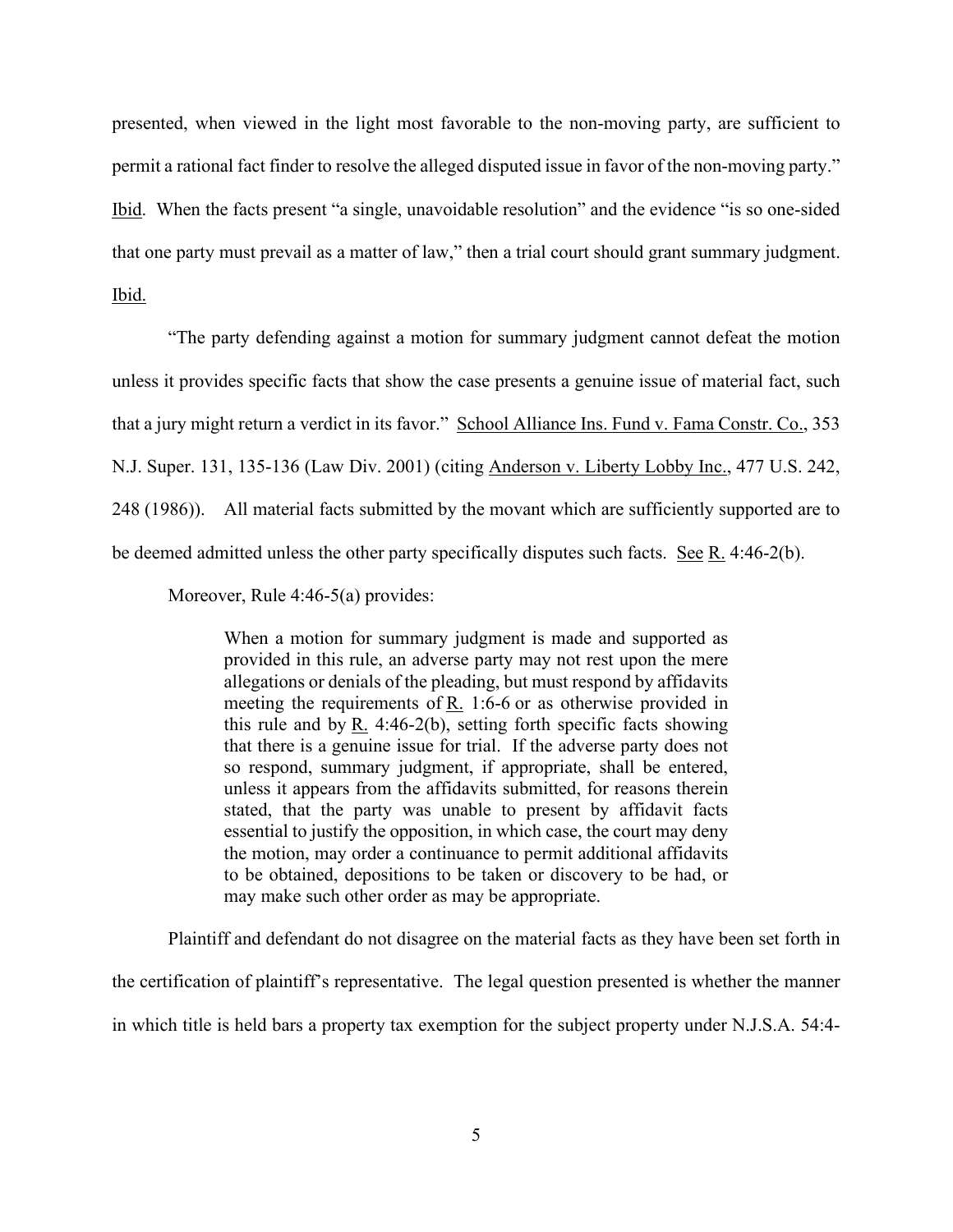presented, when viewed in the light most favorable to the non-moving party, are sufficient to permit a rational fact finder to resolve the alleged disputed issue in favor of the non-moving party." Ibid. When the facts present "a single, unavoidable resolution" and the evidence "is so one-sided that one party must prevail as a matter of law," then a trial court should grant summary judgment. Ibid.

"The party defending against a motion for summary judgment cannot defeat the motion unless it provides specific facts that show the case presents a genuine issue of material fact, such that a jury might return a verdict in its favor." School Alliance Ins. Fund v. Fama Constr. Co., 353 N.J. Super. 131, 135-136 (Law Div. 2001) (citing Anderson v. Liberty Lobby Inc., 477 U.S. 242, 248 (1986)). All material facts submitted by the movant which are sufficiently supported are to be deemed admitted unless the other party specifically disputes such facts. See R. 4:46-2(b).

Moreover, Rule 4:46-5(a) provides:

> When a motion for summary judgment is made and supported as provided in this rule, an adverse party may not rest upon the mere allegations or denials of the pleading, but must respond by affidavits meeting the requirements of R. 1:6-6 or as otherwise provided in this rule and by R. 4:46-2(b), setting forth specific facts showing that there is a genuine issue for trial. If the adverse party does not so respond, summary judgment, if appropriate, shall be entered, unless it appears from the affidavits submitted, for reasons therein stated, that the party was unable to present by affidavit facts essential to justify the opposition, in which case, the court may deny the motion, may order a continuance to permit additional affidavits to be obtained, depositions to be taken or discovery to be had, or may make such other order as may be appropriate.

Plaintiff and defendant do not disagree on the material facts as they have been set forth in the certification of plaintiff's representative. The legal question presented is whether the manner in which title is held bars a property tax exemption for the subject property under N.J.S.A. 54:4-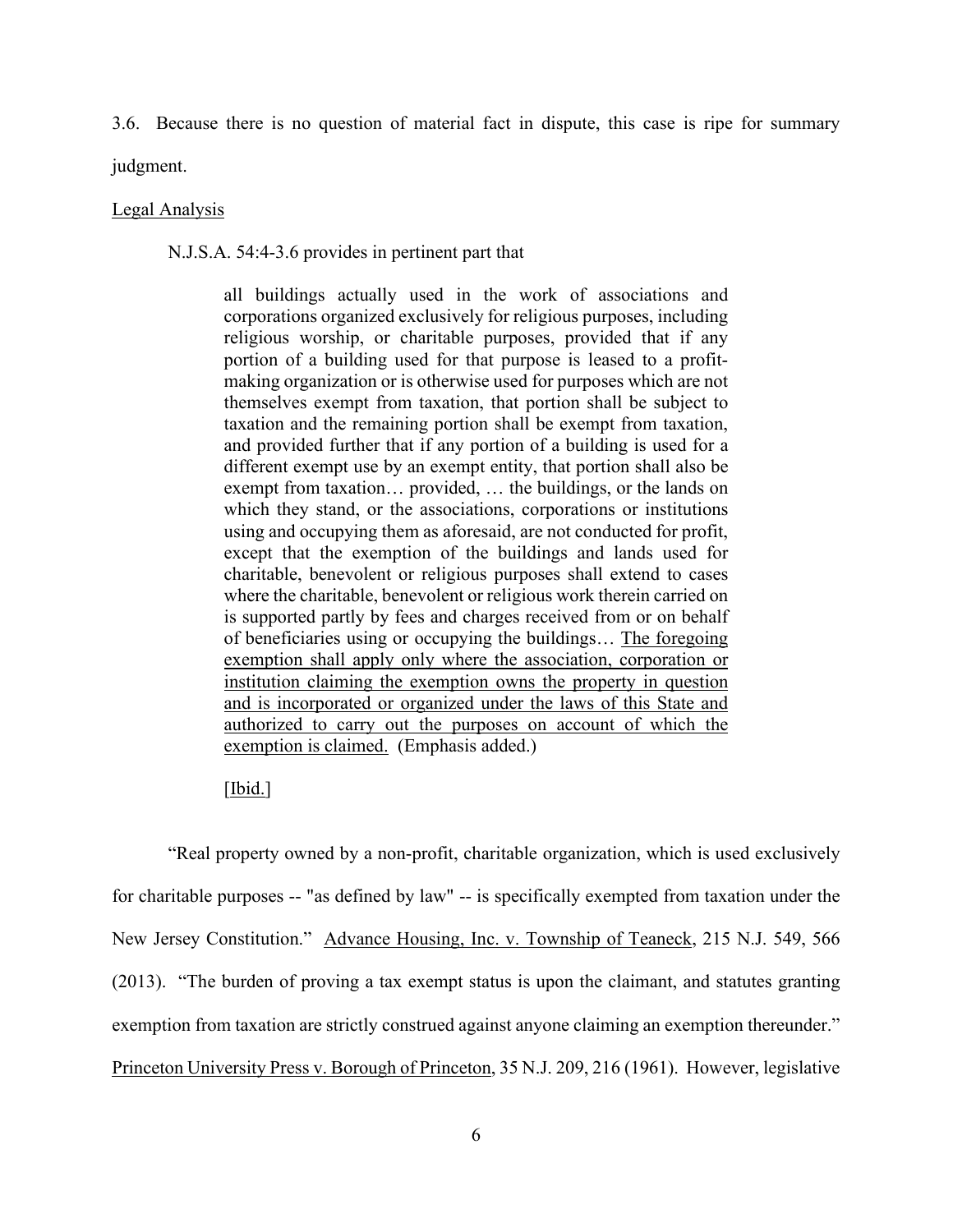3.6. Because there is no question of material fact in dispute, this case is ripe for summary judgment.

<u>Legal Analysis</u>

N.J.S.A. 54:4-3.6 provides in pertinent part that

> all buildings actually used in the work of associations and corporations organized exclusively for religious purposes, including religious worship, or charitable purposes, provided that if any portion of a building used for that purpose is leased to a profit-making organization or is otherwise used for purposes which are not themselves exempt from taxation, that portion shall be subject to taxation and the remaining portion shall be exempt from taxation, and provided further that if any portion of a building is used for a different exempt use by an exempt entity, that portion shall also be exempt from taxation… provided, … the buildings, or the lands on which they stand, or the associations, corporations or institutions using and occupying them as aforesaid, are not conducted for profit, except that the exemption of the buildings and lands used for charitable, benevolent or religious purposes shall extend to cases where the charitable, benevolent or religious work therein carried on is supported partly by fees and charges received from or on behalf of beneficiaries using or occupying the buildings… <u>The foregoing exemption shall apply only where the association, corporation or institution claiming the exemption owns the property in question and is incorporated or organized under the laws of this State and authorized to carry out the purposes on account of which the exemption is claimed.</u> (Emphasis added.)
>
> [<u>Ibid.</u>]

"Real property owned by a non-profit, charitable organization, which is used exclusively for charitable purposes -- "as defined by law" -- is specifically exempted from taxation under the New Jersey Constitution." <u>Advance Housing, Inc. v. Township of Teaneck</u>, 215 N.J. 549, 566 (2013). "The burden of proving a tax exempt status is upon the claimant, and statutes granting exemption from taxation are strictly construed against anyone claiming an exemption thereunder." <u>Princeton University Press v. Borough of Princeton</u>, 35 N.J. 209, 216 (1961). However, legislative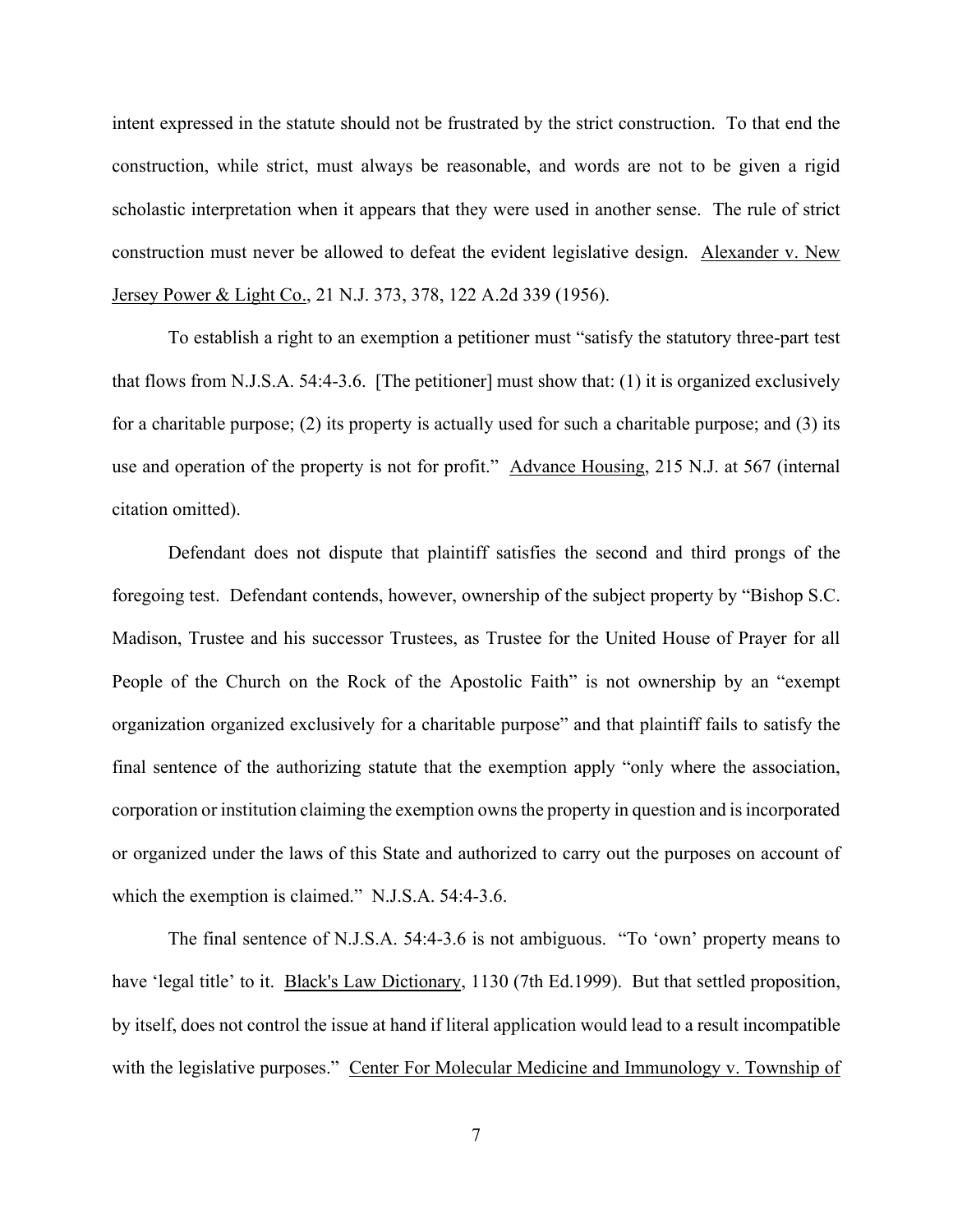intent expressed in the statute should not be frustrated by the strict construction. To that end the construction, while strict, must always be reasonable, and words are not to be given a rigid scholastic interpretation when it appears that they were used in another sense. The rule of strict construction must never be allowed to defeat the evident legislative design. Alexander v. New Jersey Power & Light Co., 21 N.J. 373, 378, 122 A.2d 339 (1956).

To establish a right to an exemption a petitioner must "satisfy the statutory three-part test that flows from N.J.S.A. 54:4-3.6. [The petitioner] must show that: (1) it is organized exclusively for a charitable purpose; (2) its property is actually used for such a charitable purpose; and (3) its use and operation of the property is not for profit." Advance Housing, 215 N.J. at 567 (internal citation omitted).

Defendant does not dispute that plaintiff satisfies the second and third prongs of the foregoing test. Defendant contends, however, ownership of the subject property by "Bishop S.C. Madison, Trustee and his successor Trustees, as Trustee for the United House of Prayer for all People of the Church on the Rock of the Apostolic Faith" is not ownership by an "exempt organization organized exclusively for a charitable purpose" and that plaintiff fails to satisfy the final sentence of the authorizing statute that the exemption apply "only where the association, corporation or institution claiming the exemption owns the property in question and is incorporated or organized under the laws of this State and authorized to carry out the purposes on account of which the exemption is claimed." N.J.S.A. 54:4-3.6.

The final sentence of N.J.S.A. 54:4-3.6 is not ambiguous. "To 'own' property means to have 'legal title' to it. Black's Law Dictionary, 1130 (7th Ed.1999). But that settled proposition, by itself, does not control the issue at hand if literal application would lead to a result incompatible with the legislative purposes." Center For Molecular Medicine and Immunology v. Township of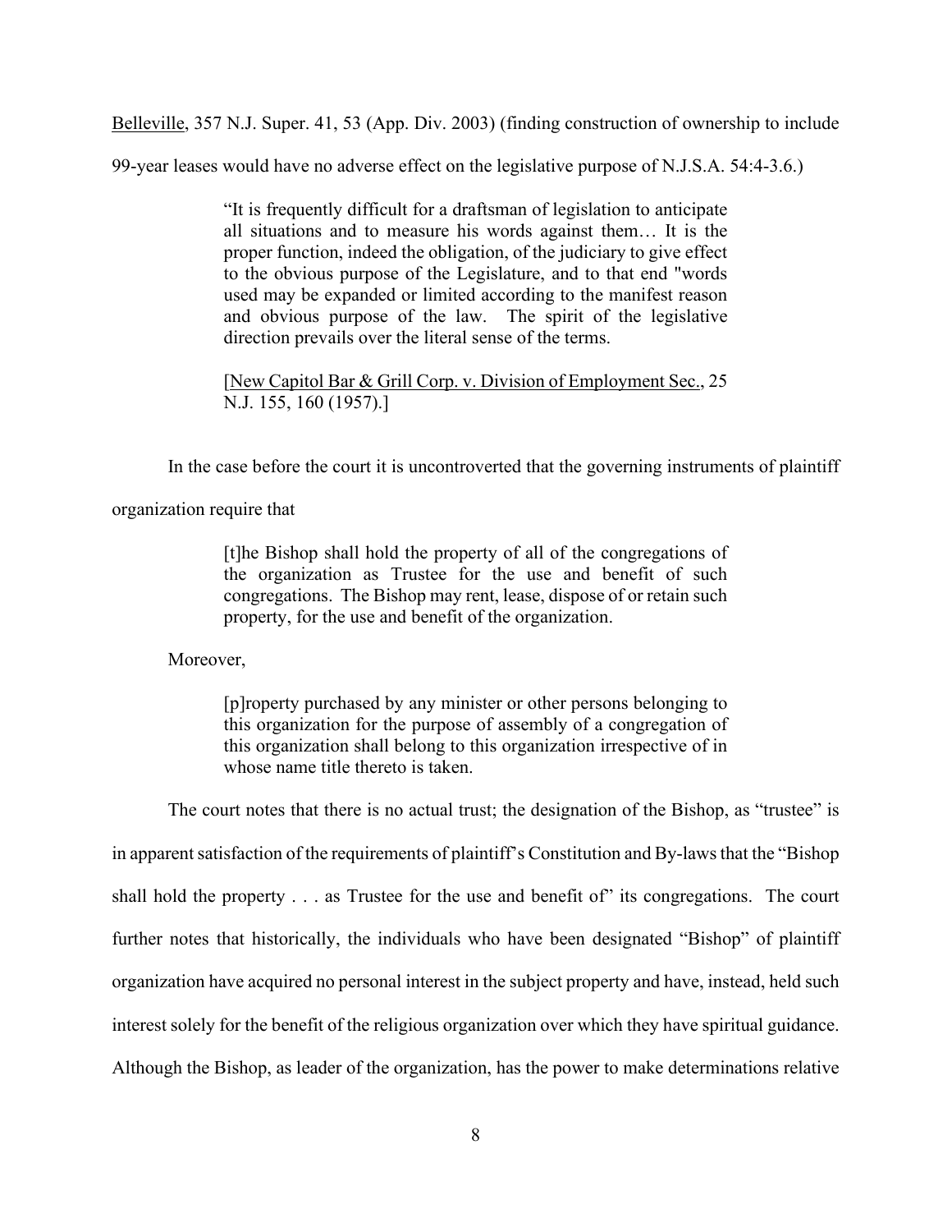Belleville, 357 N.J. Super. 41, 53 (App. Div. 2003) (finding construction of ownership to include 99-year leases would have no adverse effect on the legislative purpose of N.J.S.A. 54:4-3.6.)

> "It is frequently difficult for a draftsman of legislation to anticipate all situations and to measure his words against them… It is the proper function, indeed the obligation, of the judiciary to give effect to the obvious purpose of the Legislature, and to that end "words used may be expanded or limited according to the manifest reason and obvious purpose of the law. The spirit of the legislative direction prevails over the literal sense of the terms.
>
> [New Capitol Bar & Grill Corp. v. Division of Employment Sec., 25 N.J. 155, 160 (1957).]

In the case before the court it is uncontroverted that the governing instruments of plaintiff organization require that

> [t]he Bishop shall hold the property of all of the congregations of the organization as Trustee for the use and benefit of such congregations. The Bishop may rent, lease, dispose of or retain such property, for the use and benefit of the organization.

Moreover,

> [p]roperty purchased by any minister or other persons belonging to this organization for the purpose of assembly of a congregation of this organization shall belong to this organization irrespective of in whose name title thereto is taken.

The court notes that there is no actual trust; the designation of the Bishop, as "trustee" is in apparent satisfaction of the requirements of plaintiff's Constitution and By-laws that the "Bishop shall hold the property . . . as Trustee for the use and benefit of" its congregations. The court further notes that historically, the individuals who have been designated "Bishop" of plaintiff organization have acquired no personal interest in the subject property and have, instead, held such interest solely for the benefit of the religious organization over which they have spiritual guidance. Although the Bishop, as leader of the organization, has the power to make determinations relative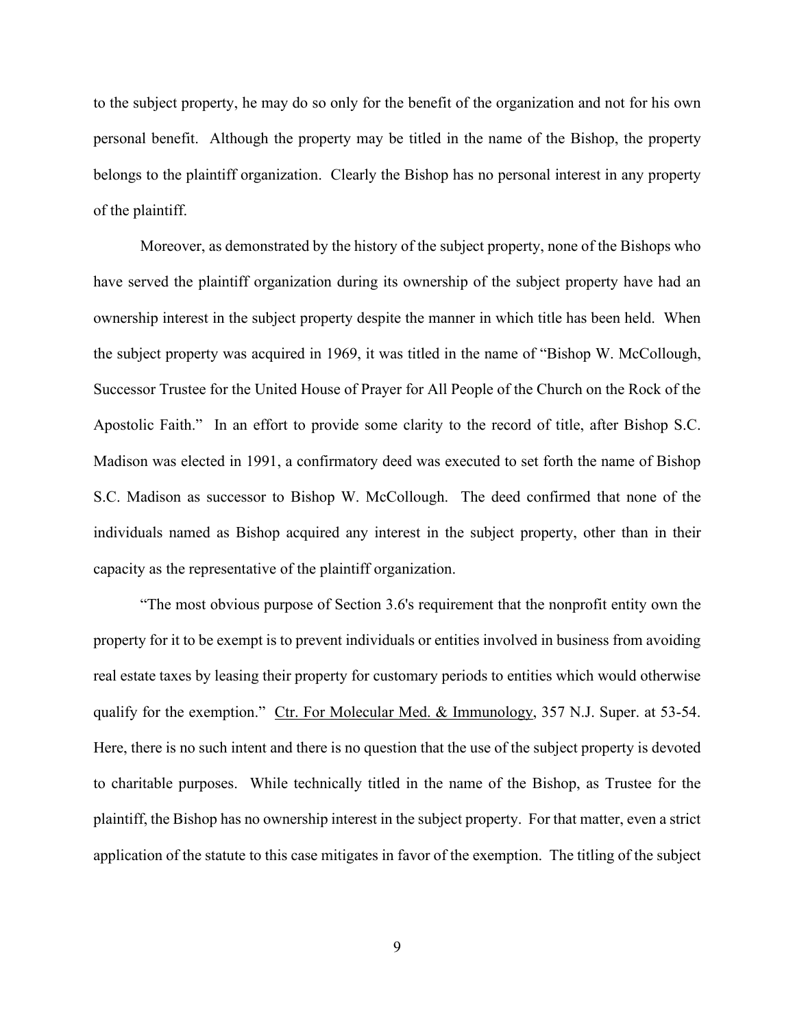to the subject property, he may do so only for the benefit of the organization and not for his own personal benefit. Although the property may be titled in the name of the Bishop, the property belongs to the plaintiff organization. Clearly the Bishop has no personal interest in any property of the plaintiff.

Moreover, as demonstrated by the history of the subject property, none of the Bishops who have served the plaintiff organization during its ownership of the subject property have had an ownership interest in the subject property despite the manner in which title has been held. When the subject property was acquired in 1969, it was titled in the name of "Bishop W. McCollough, Successor Trustee for the United House of Prayer for All People of the Church on the Rock of the Apostolic Faith." In an effort to provide some clarity to the record of title, after Bishop S.C. Madison was elected in 1991, a confirmatory deed was executed to set forth the name of Bishop S.C. Madison as successor to Bishop W. McCollough. The deed confirmed that none of the individuals named as Bishop acquired any interest in the subject property, other than in their capacity as the representative of the plaintiff organization.

"The most obvious purpose of Section 3.6's requirement that the nonprofit entity own the property for it to be exempt is to prevent individuals or entities involved in business from avoiding real estate taxes by leasing their property for customary periods to entities which would otherwise qualify for the exemption." Ctr. For Molecular Med. & Immunology, 357 N.J. Super. at 53-54. Here, there is no such intent and there is no question that the use of the subject property is devoted to charitable purposes. While technically titled in the name of the Bishop, as Trustee for the plaintiff, the Bishop has no ownership interest in the subject property. For that matter, even a strict application of the statute to this case mitigates in favor of the exemption. The titling of the subject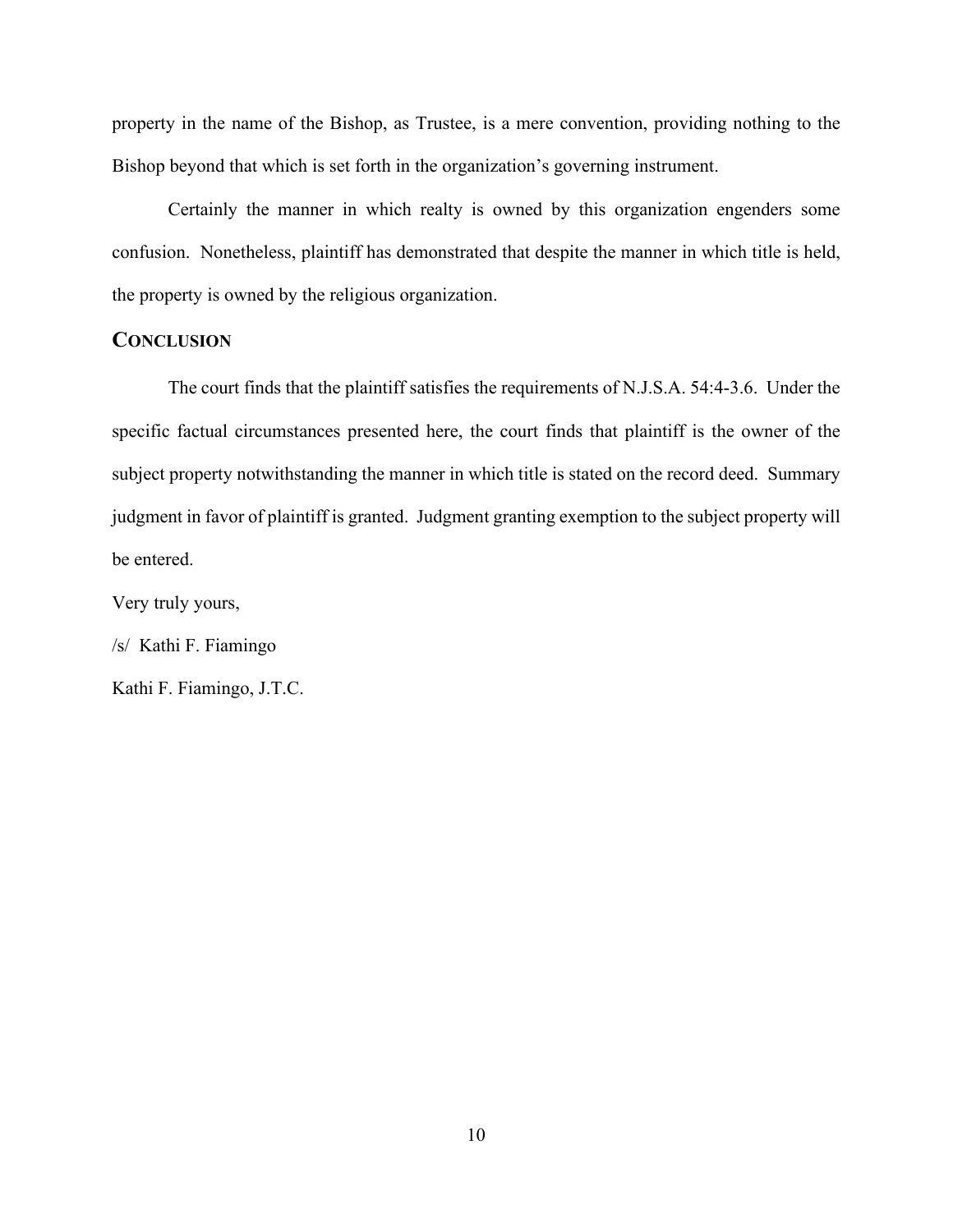property in the name of the Bishop, as Trustee, is a mere convention, providing nothing to the Bishop beyond that which is set forth in the organization's governing instrument.

Certainly the manner in which realty is owned by this organization engenders some confusion. Nonetheless, plaintiff has demonstrated that despite the manner in which title is held, the property is owned by the religious organization.

## CONCLUSION

The court finds that the plaintiff satisfies the requirements of N.J.S.A. 54:4-3.6. Under the specific factual circumstances presented here, the court finds that plaintiff is the owner of the subject property notwithstanding the manner in which title is stated on the record deed. Summary judgment in favor of plaintiff is granted. Judgment granting exemption to the subject property will be entered.

Very truly yours,

/s/ Kathi F. Fiamingo

Kathi F. Fiamingo, J.T.C.